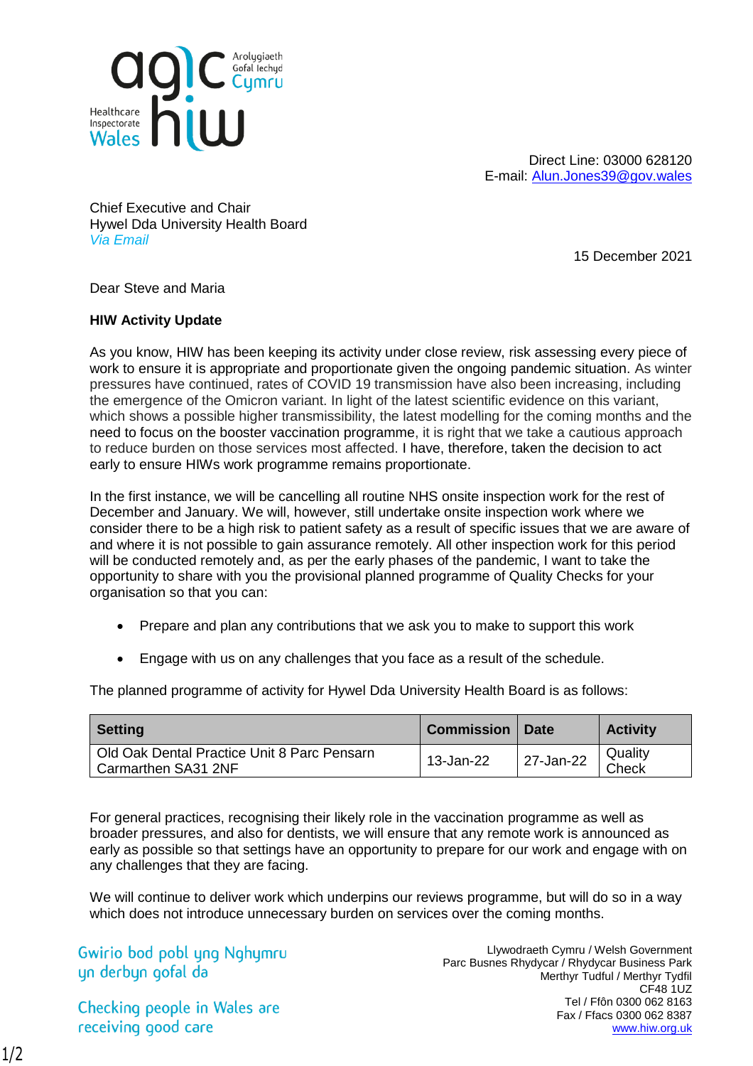Arolygiaeth Gofal Iechyd Cymru
Healthcare Inspectorate Wales

Direct Line: 03000 628120
E-mail: Alun.Jones39@gov.wales

Chief Executive and Chair
Hywel Dda University Health Board
*Via Email*

15 December 2021

Dear Steve and Maria

**HIW Activity Update**

As you know, HIW has been keeping its activity under close review, risk assessing every piece of work to ensure it is appropriate and proportionate given the ongoing pandemic situation. As winter pressures have continued, rates of COVID 19 transmission have also been increasing, including the emergence of the Omicron variant. In light of the latest scientific evidence on this variant, which shows a possible higher transmissibility, the latest modelling for the coming months and the need to focus on the booster vaccination programme, it is right that we take a cautious approach to reduce burden on those services most affected. I have, therefore, taken the decision to act early to ensure HIWs work programme remains proportionate.

In the first instance, we will be cancelling all routine NHS onsite inspection work for the rest of December and January. We will, however, still undertake onsite inspection work where we consider there to be a high risk to patient safety as a result of specific issues that we are aware of and where it is not possible to gain assurance remotely. All other inspection work for this period will be conducted remotely and, as per the early phases of the pandemic, I want to take the opportunity to share with you the provisional planned programme of Quality Checks for your organisation so that you can:

- Prepare and plan any contributions that we ask you to make to support this work
- Engage with us on any challenges that you face as a result of the schedule.

The planned programme of activity for Hywel Dda University Health Board is as follows:

| Setting | Commission | Date | Activity |
|---|---|---|---|
| Old Oak Dental Practice Unit 8 Parc Pensarn Carmarthen SA31 2NF | 13-Jan-22 | 27-Jan-22 | Quality Check |

For general practices, recognising their likely role in the vaccination programme as well as broader pressures, and also for dentists, we will ensure that any remote work is announced as early as possible so that settings have an opportunity to prepare for our work and engage with on any challenges that they are facing.

We will continue to deliver work which underpins our reviews programme, but will do so in a way which does not introduce unnecessary burden on services over the coming months.

Gwirio bod pobl yng Nghymru yn derbyn gofal da

Checking people in Wales are receiving good care

Llywodraeth Cymru / Welsh Government
Parc Busnes Rhydycar / Rhydycar Business Park
Merthyr Tudful / Merthyr Tydfil
CF48 1UZ
Tel / Ffôn 0300 062 8163
Fax / Ffacs 0300 062 8387
www.hiw.org.uk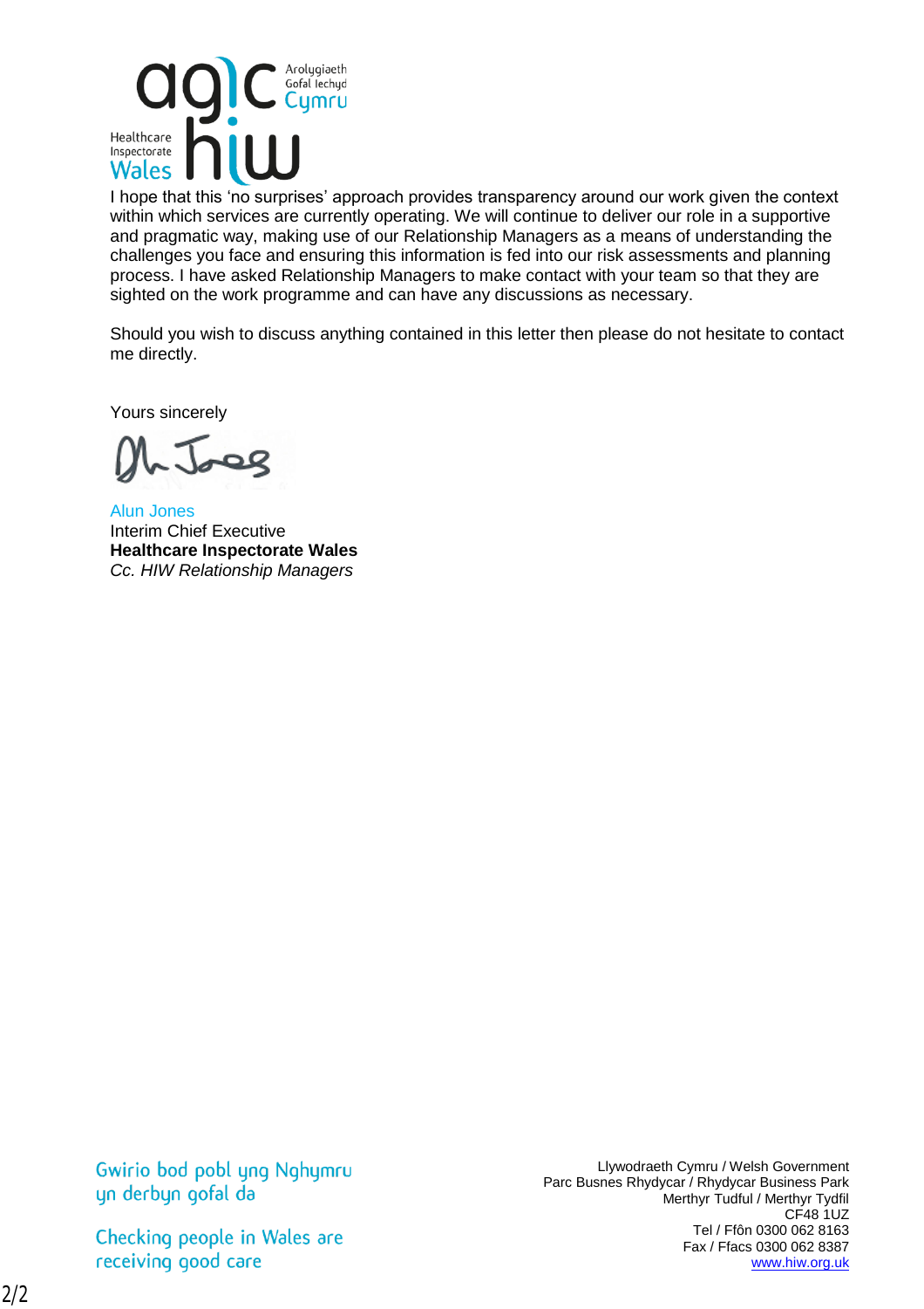I hope that this 'no surprises' approach provides transparency around our work given the context within which services are currently operating. We will continue to deliver our role in a supportive and pragmatic way, making use of our Relationship Managers as a means of understanding the challenges you face and ensuring this information is fed into our risk assessments and planning process. I have asked Relationship Managers to make contact with your team so that they are sighted on the work programme and can have any discussions as necessary.

Should you wish to discuss anything contained in this letter then please do not hesitate to contact me directly.

Yours sincerely

Alun Jones
Interim Chief Executive
**Healthcare Inspectorate Wales**
*Cc. HIW Relationship Managers*

Gwirio bod pobl yng Nghymru yn derbyn gofal da

Checking people in Wales are receiving good care

Llywodraeth Cymru / Welsh Government
Parc Busnes Rhydycar / Rhydycar Business Park
Merthyr Tudful / Merthyr Tydfil
CF48 1UZ
Tel / Ffôn 0300 062 8163
Fax / Ffacs 0300 062 8387
www.hiw.org.uk